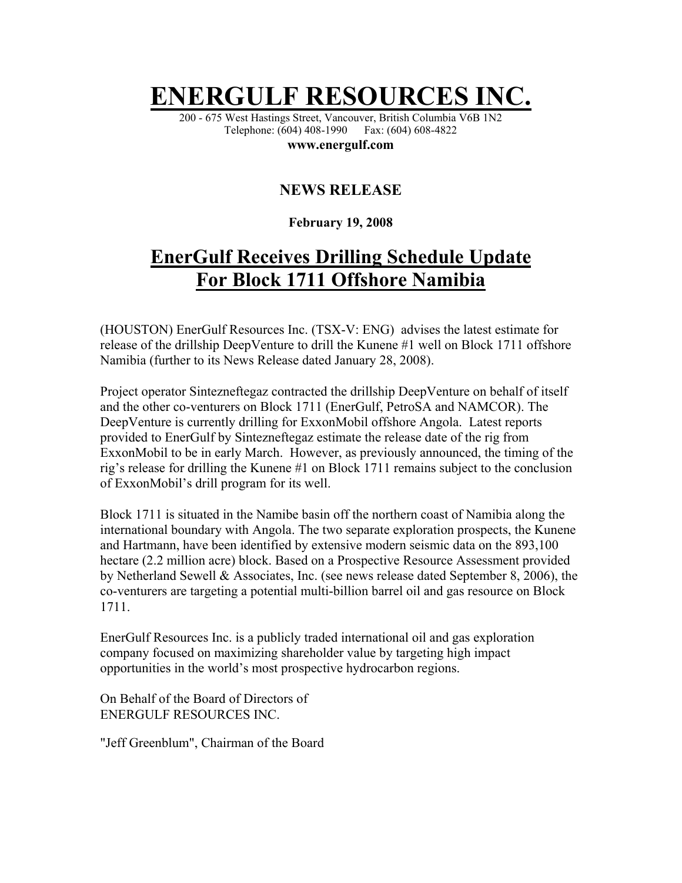# ENERGULF RESOURCES INC.

200 - 675 West Hastings Street, Vancouver, British Columbia V6B 1N2
Telephone: (604) 408-1990 Fax: (604) 608-4822
**www.energulf.com**

**NEWS RELEASE**

**February 19, 2008**

## EnerGulf Receives Drilling Schedule Update For Block 1711 Offshore Namibia

(HOUSTON) EnerGulf Resources Inc. (TSX-V: ENG) advises the latest estimate for release of the drillship DeepVenture to drill the Kunene #1 well on Block 1711 offshore Namibia (further to its News Release dated January 28, 2008).

Project operator Sintezneftegaz contracted the drillship DeepVenture on behalf of itself and the other co-venturers on Block 1711 (EnerGulf, PetroSA and NAMCOR). The DeepVenture is currently drilling for ExxonMobil offshore Angola. Latest reports provided to EnerGulf by Sintezneftegaz estimate the release date of the rig from ExxonMobil to be in early March. However, as previously announced, the timing of the rig's release for drilling the Kunene #1 on Block 1711 remains subject to the conclusion of ExxonMobil's drill program for its well.

Block 1711 is situated in the Namibe basin off the northern coast of Namibia along the international boundary with Angola. The two separate exploration prospects, the Kunene and Hartmann, have been identified by extensive modern seismic data on the 893,100 hectare (2.2 million acre) block. Based on a Prospective Resource Assessment provided by Netherland Sewell & Associates, Inc. (see news release dated September 8, 2006), the co-venturers are targeting a potential multi-billion barrel oil and gas resource on Block 1711.

EnerGulf Resources Inc. is a publicly traded international oil and gas exploration company focused on maximizing shareholder value by targeting high impact opportunities in the world's most prospective hydrocarbon regions.

On Behalf of the Board of Directors of
ENERGULF RESOURCES INC.

"Jeff Greenblum", Chairman of the Board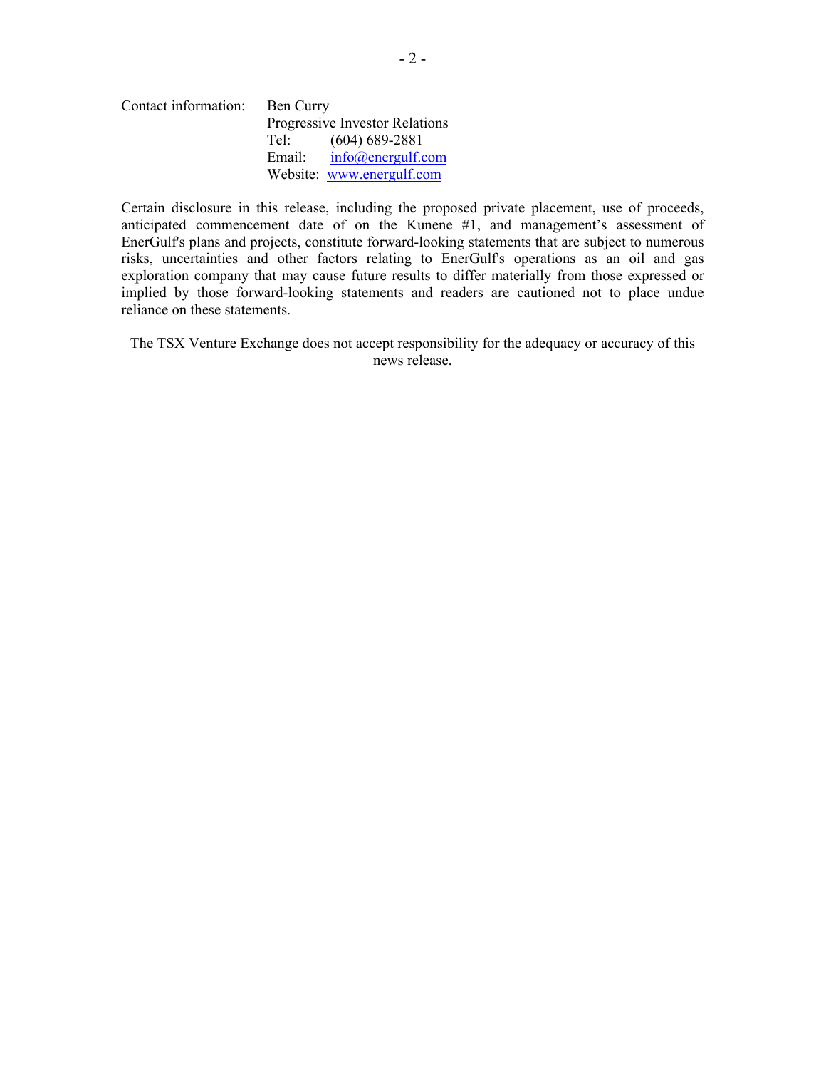Contact information: Ben Curry
Progressive Investor Relations
Tel: (604) 689-2881
Email: info@energulf.com
Website: www.energulf.com

Certain disclosure in this release, including the proposed private placement, use of proceeds, anticipated commencement date of on the Kunene #1, and management's assessment of EnerGulf's plans and projects, constitute forward-looking statements that are subject to numerous risks, uncertainties and other factors relating to EnerGulf's operations as an oil and gas exploration company that may cause future results to differ materially from those expressed or implied by those forward-looking statements and readers are cautioned not to place undue reliance on these statements.

The TSX Venture Exchange does not accept responsibility for the adequacy or accuracy of this news release.